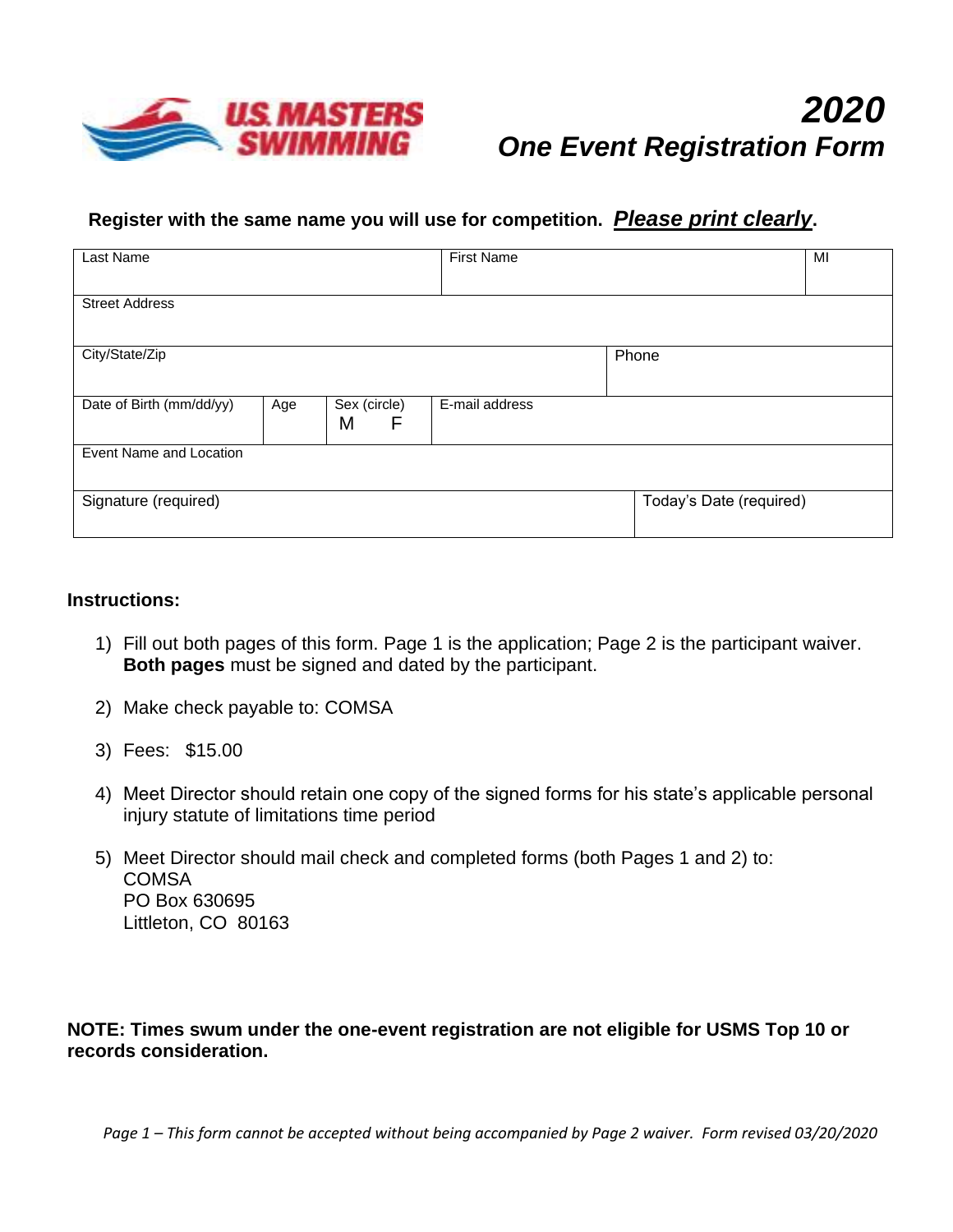# 2020
## One Event Registration Form

**Register with the same name you will use for competition.** ***Please print clearly*.**

| Last Name | | | First Name | | MI |
|---|---|---|---|---|---|
| Street Address | | | | | |
| City/State/Zip | | | | Phone | |
| Date of Birth (mm/dd/yy) | Age | Sex (circle) M F | E-mail address | | |
| Event Name and Location | | | | | |
| Signature (required) | | | | Today's Date (required) | |

**Instructions:**

1) Fill out both pages of this form. Page 1 is the application; Page 2 is the participant waiver. **Both pages** must be signed and dated by the participant.

2) Make check payable to: COMSA

3) Fees: $15.00

4) Meet Director should retain one copy of the signed forms for his state's applicable personal injury statute of limitations time period

5) Meet Director should mail check and completed forms (both Pages 1 and 2) to:
   COMSA
   PO Box 630695
   Littleton, CO 80163

**NOTE: Times swum under the one-event registration are not eligible for USMS Top 10 or records consideration.**

*Page 1 – This form cannot be accepted without being accompanied by Page 2 waiver. Form revised 03/20/2020*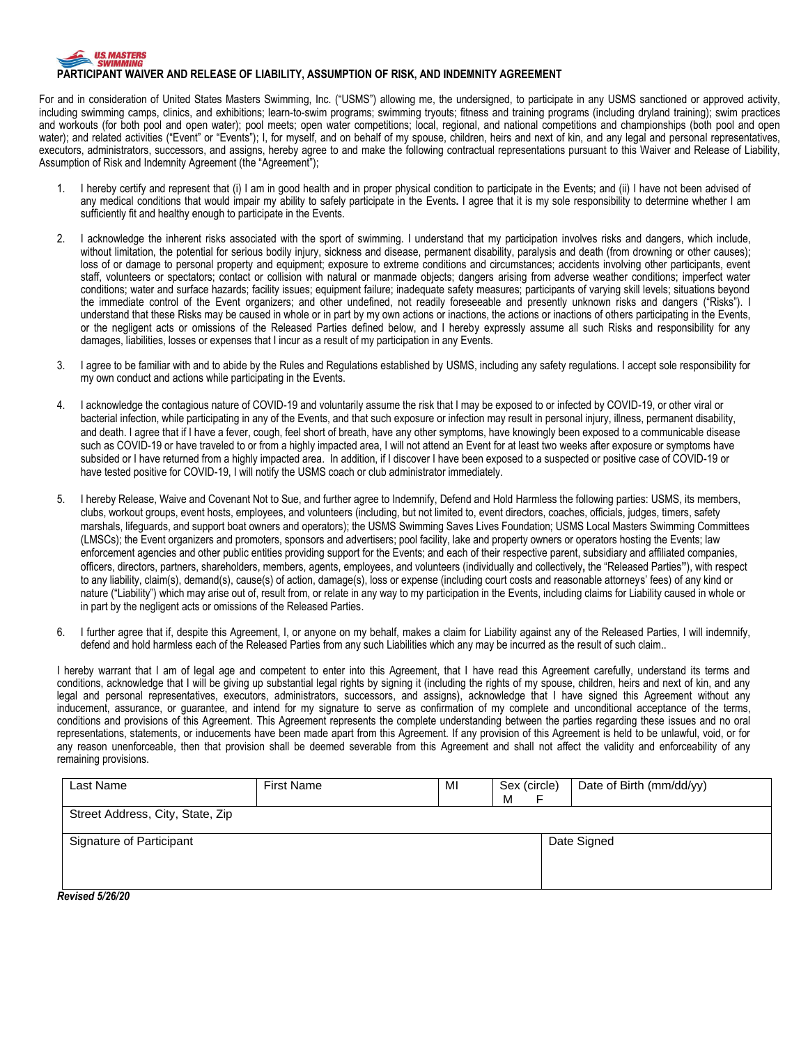US MASTERS SWIMMING

**PARTICIPANT WAIVER AND RELEASE OF LIABILITY, ASSUMPTION OF RISK, AND INDEMNITY AGREEMENT**

For and in consideration of United States Masters Swimming, Inc. ("USMS") allowing me, the undersigned, to participate in any USMS sanctioned or approved activity, including swimming camps, clinics, and exhibitions; learn-to-swim programs; swimming tryouts; fitness and training programs (including dryland training); swim practices and workouts (for both pool and open water); pool meets; open water competitions; local, regional, and national competitions and championships (both pool and open water); and related activities ("Event" or "Events"); I, for myself, and on behalf of my spouse, children, heirs and next of kin, and any legal and personal representatives, executors, administrators, successors, and assigns, hereby agree to and make the following contractual representations pursuant to this Waiver and Release of Liability, Assumption of Risk and Indemnity Agreement (the "Agreement");

1. I hereby certify and represent that (i) I am in good health and in proper physical condition to participate in the Events; and (ii) I have not been advised of any medical conditions that would impair my ability to safely participate in the Events. I agree that it is my sole responsibility to determine whether I am sufficiently fit and healthy enough to participate in the Events.

2. I acknowledge the inherent risks associated with the sport of swimming. I understand that my participation involves risks and dangers, which include, without limitation, the potential for serious bodily injury, sickness and disease, permanent disability, paralysis and death (from drowning or other causes); loss of or damage to personal property and equipment; exposure to extreme conditions and circumstances; accidents involving other participants, event staff, volunteers or spectators; contact or collision with natural or manmade objects; dangers arising from adverse weather conditions; imperfect water conditions; water and surface hazards; facility issues; equipment failure; inadequate safety measures; participants of varying skill levels; situations beyond the immediate control of the Event organizers; and other undefined, not readily foreseeable and presently unknown risks and dangers ("Risks"). I understand that these Risks may be caused in whole or in part by my own actions or inactions, the actions or inactions of others participating in the Events, or the negligent acts or omissions of the Released Parties defined below, and I hereby expressly assume all such Risks and responsibility for any damages, liabilities, losses or expenses that I incur as a result of my participation in any Events.

3. I agree to be familiar with and to abide by the Rules and Regulations established by USMS, including any safety regulations. I accept sole responsibility for my own conduct and actions while participating in the Events.

4. I acknowledge the contagious nature of COVID-19 and voluntarily assume the risk that I may be exposed to or infected by COVID-19, or other viral or bacterial infection, while participating in any of the Events, and that such exposure or infection may result in personal injury, illness, permanent disability, and death. I agree that if I have a fever, cough, feel short of breath, have any other symptoms, have knowingly been exposed to a communicable disease such as COVID-19 or have traveled to or from a highly impacted area, I will not attend an Event for at least two weeks after exposure or symptoms have subsided or I have returned from a highly impacted area. In addition, if I discover I have been exposed to a suspected or positive case of COVID-19 or have tested positive for COVID-19, I will notify the USMS coach or club administrator immediately.

5. I hereby Release, Waive and Covenant Not to Sue, and further agree to Indemnify, Defend and Hold Harmless the following parties: USMS, its members, clubs, workout groups, event hosts, employees, and volunteers (including, but not limited to, event directors, coaches, officials, judges, timers, safety marshals, lifeguards, and support boat owners and operators); the USMS Swimming Saves Lives Foundation; USMS Local Masters Swimming Committees (LMSCs); the Event organizers and promoters, sponsors and advertisers; pool facility, lake and property owners or operators hosting the Events; law enforcement agencies and other public entities providing support for the Events; and each of their respective parent, subsidiary and affiliated companies, officers, directors, partners, shareholders, members, agents, employees, and volunteers (individually and collectively, the "Released Parties"), with respect to any liability, claim(s), demand(s), cause(s) of action, damage(s), loss or expense (including court costs and reasonable attorneys' fees) of any kind or nature ("Liability") which may arise out of, result from, or relate in any way to my participation in the Events, including claims for Liability caused in whole or in part by the negligent acts or omissions of the Released Parties.

6. I further agree that if, despite this Agreement, I, or anyone on my behalf, makes a claim for Liability against any of the Released Parties, I will indemnify, defend and hold harmless each of the Released Parties from any such Liabilities which any may be incurred as the result of such claim..

I hereby warrant that I am of legal age and competent to enter into this Agreement, that I have read this Agreement carefully, understand its terms and conditions, acknowledge that I will be giving up substantial legal rights by signing it (including the rights of my spouse, children, heirs and next of kin, and any legal and personal representatives, executors, administrators, successors, and assigns), acknowledge that I have signed this Agreement without any inducement, assurance, or guarantee, and intend for my signature to serve as confirmation of my complete and unconditional acceptance of the terms, conditions and provisions of this Agreement. This Agreement represents the complete understanding between the parties regarding these issues and no oral representations, statements, or inducements have been made apart from this Agreement. If any provision of this Agreement is held to be unlawful, void, or for any reason unenforceable, then that provision shall be deemed severable from this Agreement and shall not affect the validity and enforceability of any remaining provisions.

| | | | | |
|---|---|---|---|---|
| Last Name | First Name | MI | Sex (circle) M F | Date of Birth (mm/dd/yy) |
| Street Address, City, State, Zip | | | | |
| Signature of Participant | | | | Date Signed |

***Revised 5/26/20***